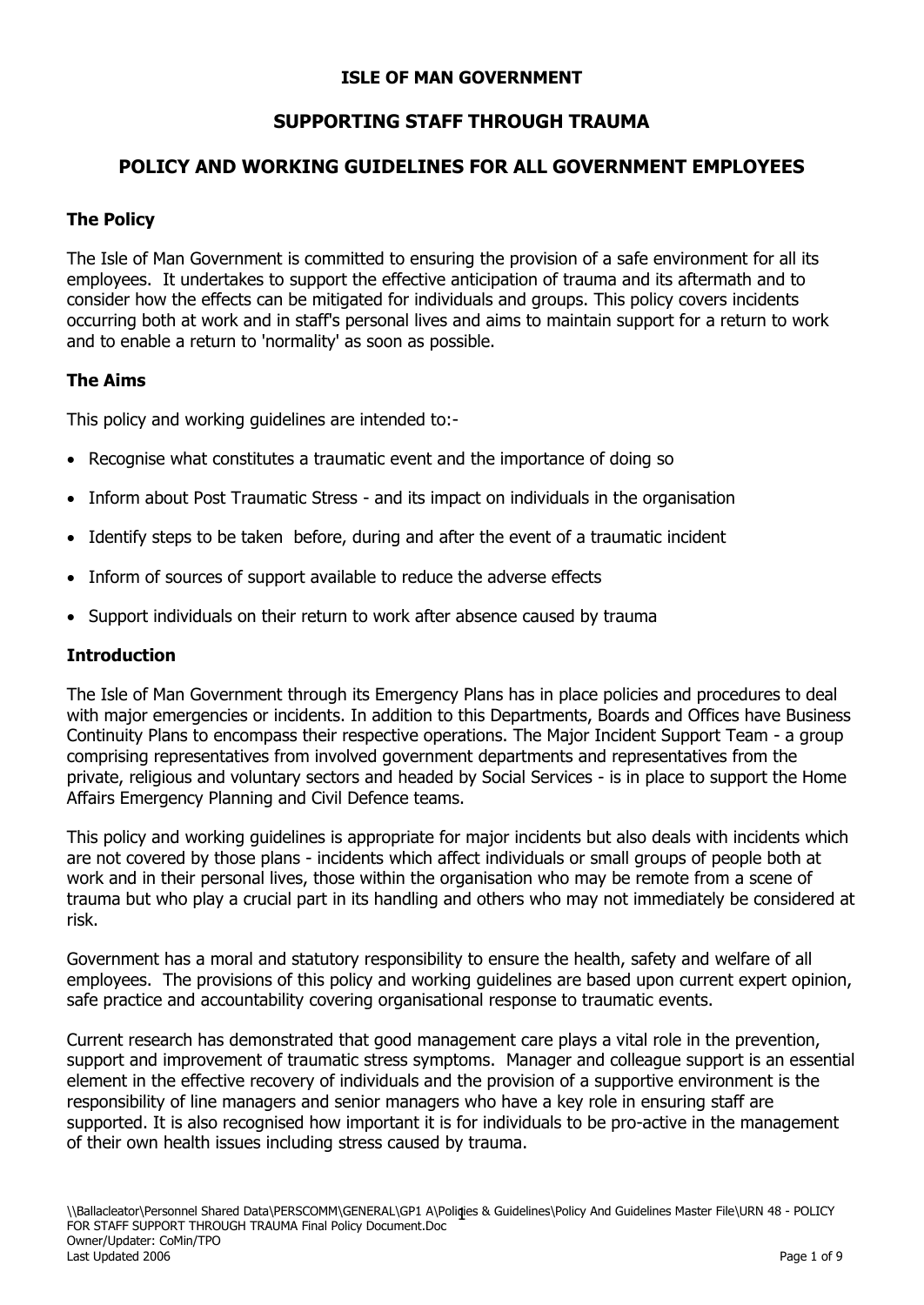# ISLE OF MAN GOVERNMENT

## SUPPORTING STAFF THROUGH TRAUMA

## POLICY AND WORKING GUIDELINES FOR ALL GOVERNMENT EMPLOYEES

### The Policy

The Isle of Man Government is committed to ensuring the provision of a safe environment for all its employees. It undertakes to support the effective anticipation of trauma and its aftermath and to consider how the effects can be mitigated for individuals and groups. This policy covers incidents occurring both at work and in staff's personal lives and aims to maintain support for a return to work and to enable a return to 'normality' as soon as possible.

### The Aims

This policy and working guidelines are intended to:-

- Recognise what constitutes a traumatic event and the importance of doing so
- Inform about Post Traumatic Stress - and its impact on individuals in the organisation
- Identify steps to be taken before, during and after the event of a traumatic incident
- Inform of sources of support available to reduce the adverse effects
- Support individuals on their return to work after absence caused by trauma

### Introduction

The Isle of Man Government through its Emergency Plans has in place policies and procedures to deal with major emergencies or incidents. In addition to this Departments, Boards and Offices have Business Continuity Plans to encompass their respective operations. The Major Incident Support Team - a group comprising representatives from involved government departments and representatives from the private, religious and voluntary sectors and headed by Social Services - is in place to support the Home Affairs Emergency Planning and Civil Defence teams.

This policy and working guidelines is appropriate for major incidents but also deals with incidents which are not covered by those plans - incidents which affect individuals or small groups of people both at work and in their personal lives, those within the organisation who may be remote from a scene of trauma but who play a crucial part in its handling and others who may not immediately be considered at risk.

Government has a moral and statutory responsibility to ensure the health, safety and welfare of all employees. The provisions of this policy and working guidelines are based upon current expert opinion, safe practice and accountability covering organisational response to traumatic events.

Current research has demonstrated that good management care plays a vital role in the prevention, support and improvement of traumatic stress symptoms. Manager and colleague support is an essential element in the effective recovery of individuals and the provision of a supportive environment is the responsibility of line managers and senior managers who have a key role in ensuring staff are supported. It is also recognised how important it is for individuals to be pro-active in the management of their own health issues including stress caused by trauma.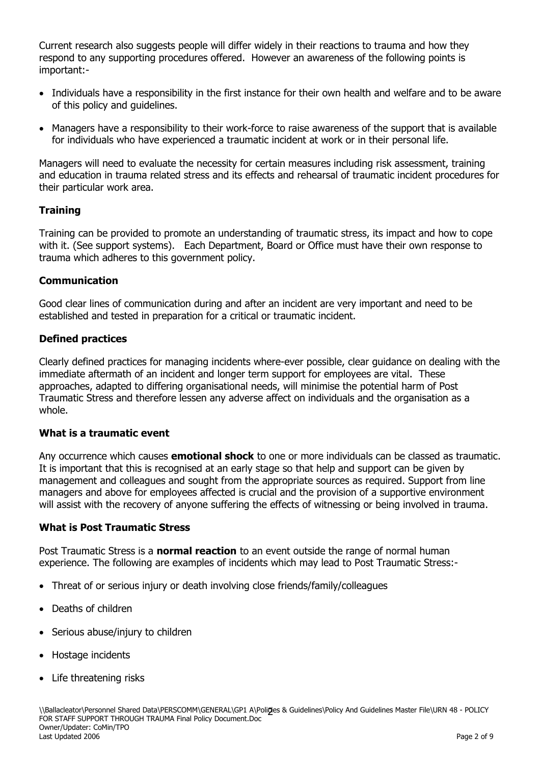Current research also suggests people will differ widely in their reactions to trauma and how they respond to any supporting procedures offered. However an awareness of the following points is important:-

- Individuals have a responsibility in the first instance for their own health and welfare and to be aware of this policy and guidelines.
- Managers have a responsibility to their work-force to raise awareness of the support that is available for individuals who have experienced a traumatic incident at work or in their personal life.

Managers will need to evaluate the necessity for certain measures including risk assessment, training and education in trauma related stress and its effects and rehearsal of traumatic incident procedures for their particular work area.

**Training**

Training can be provided to promote an understanding of traumatic stress, its impact and how to cope with it. (See support systems). Each Department, Board or Office must have their own response to trauma which adheres to this government policy.

**Communication**

Good clear lines of communication during and after an incident are very important and need to be established and tested in preparation for a critical or traumatic incident.

**Defined practices**

Clearly defined practices for managing incidents where-ever possible, clear guidance on dealing with the immediate aftermath of an incident and longer term support for employees are vital. These approaches, adapted to differing organisational needs, will minimise the potential harm of Post Traumatic Stress and therefore lessen any adverse affect on individuals and the organisation as a whole.

**What is a traumatic event**

Any occurrence which causes **emotional shock** to one or more individuals can be classed as traumatic. It is important that this is recognised at an early stage so that help and support can be given by management and colleagues and sought from the appropriate sources as required. Support from line managers and above for employees affected is crucial and the provision of a supportive environment will assist with the recovery of anyone suffering the effects of witnessing or being involved in trauma.

**What is Post Traumatic Stress**

Post Traumatic Stress is a **normal reaction** to an event outside the range of normal human experience. The following are examples of incidents which may lead to Post Traumatic Stress:-

- Threat of or serious injury or death involving close friends/family/colleagues
- Deaths of children
- Serious abuse/injury to children
- Hostage incidents
- Life threatening risks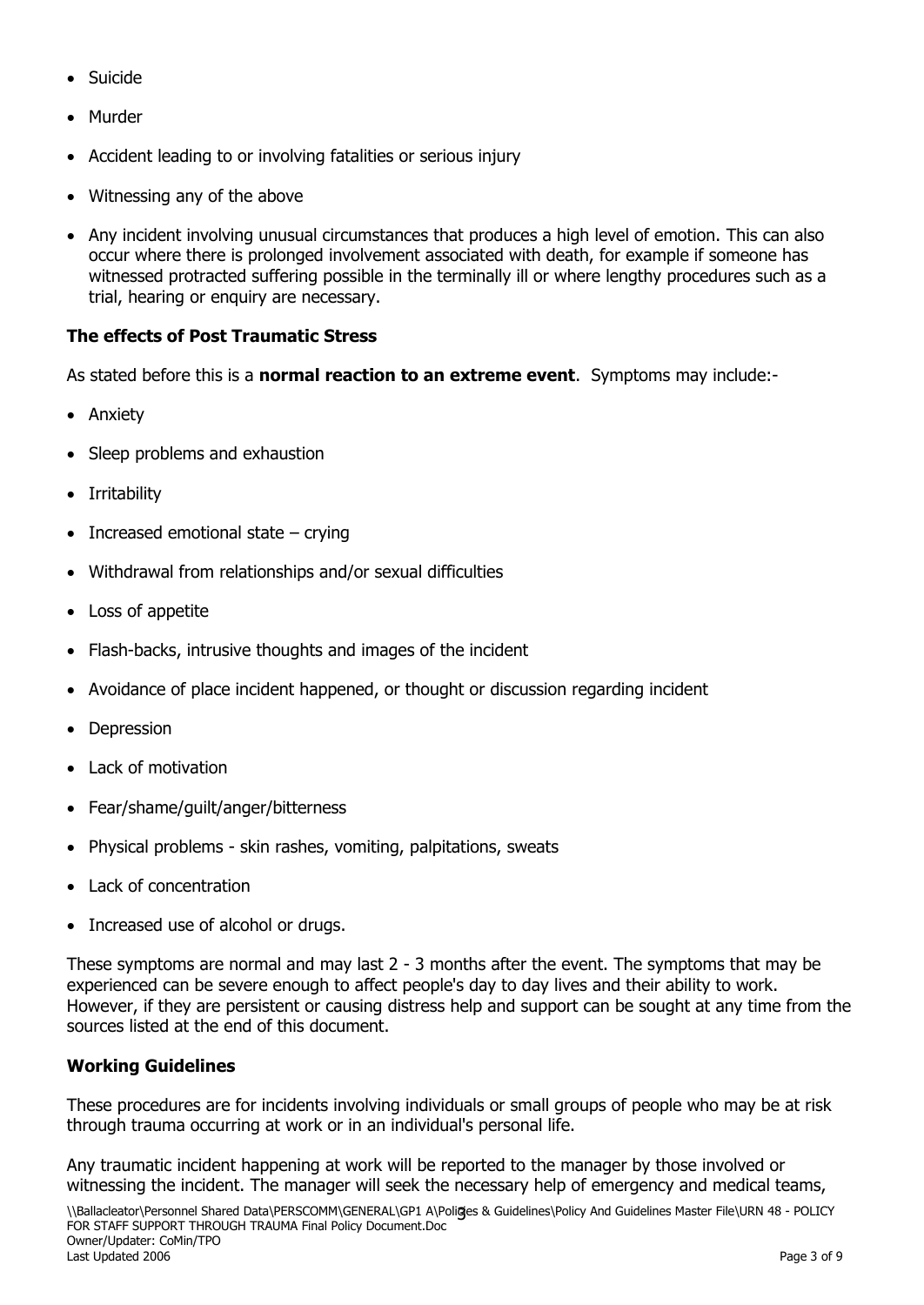- Suicide
- Murder
- Accident leading to or involving fatalities or serious injury
- Witnessing any of the above
- Any incident involving unusual circumstances that produces a high level of emotion. This can also occur where there is prolonged involvement associated with death, for example if someone has witnessed protracted suffering possible in the terminally ill or where lengthy procedures such as a trial, hearing or enquiry are necessary.

### The effects of Post Traumatic Stress

As stated before this is a **normal reaction to an extreme event**. Symptoms may include:-

- Anxiety
- Sleep problems and exhaustion
- Irritability
- Increased emotional state – crying
- Withdrawal from relationships and/or sexual difficulties
- Loss of appetite
- Flash-backs, intrusive thoughts and images of the incident
- Avoidance of place incident happened, or thought or discussion regarding incident
- Depression
- Lack of motivation
- Fear/shame/guilt/anger/bitterness
- Physical problems - skin rashes, vomiting, palpitations, sweats
- Lack of concentration
- Increased use of alcohol or drugs.

These symptoms are normal and may last 2 - 3 months after the event. The symptoms that may be experienced can be severe enough to affect people's day to day lives and their ability to work. However, if they are persistent or causing distress help and support can be sought at any time from the sources listed at the end of this document.

### Working Guidelines

These procedures are for incidents involving individuals or small groups of people who may be at risk through trauma occurring at work or in an individual's personal life.

Any traumatic incident happening at work will be reported to the manager by those involved or witnessing the incident. The manager will seek the necessary help of emergency and medical teams,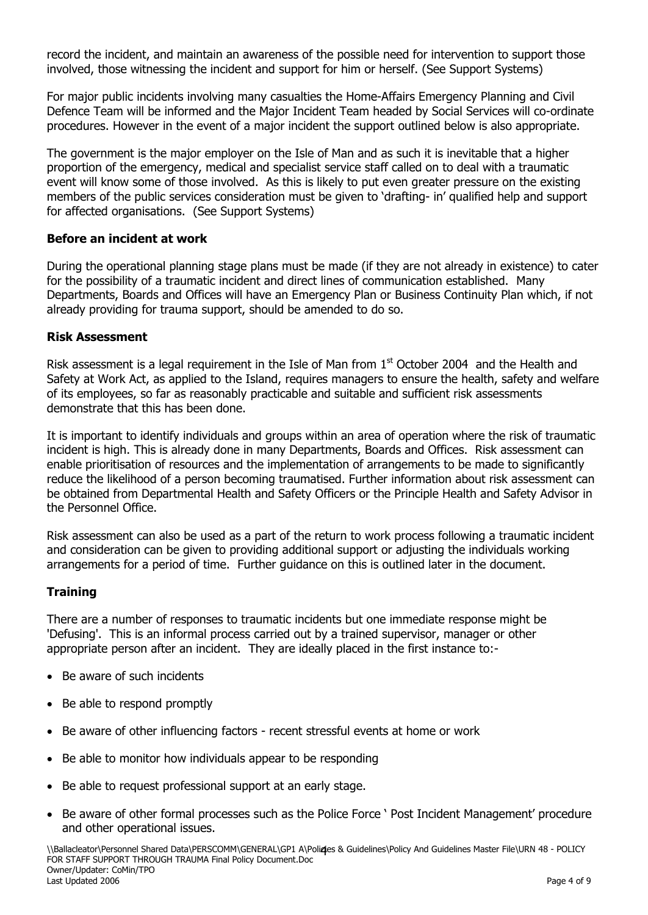record the incident, and maintain an awareness of the possible need for intervention to support those involved, those witnessing the incident and support for him or herself. (See Support Systems)

For major public incidents involving many casualties the Home-Affairs Emergency Planning and Civil Defence Team will be informed and the Major Incident Team headed by Social Services will co-ordinate procedures. However in the event of a major incident the support outlined below is also appropriate.

The government is the major employer on the Isle of Man and as such it is inevitable that a higher proportion of the emergency, medical and specialist service staff called on to deal with a traumatic event will know some of those involved. As this is likely to put even greater pressure on the existing members of the public services consideration must be given to 'drafting- in' qualified help and support for affected organisations. (See Support Systems)

**Before an incident at work**

During the operational planning stage plans must be made (if they are not already in existence) to cater for the possibility of a traumatic incident and direct lines of communication established. Many Departments, Boards and Offices will have an Emergency Plan or Business Continuity Plan which, if not already providing for trauma support, should be amended to do so.

**Risk Assessment**

Risk assessment is a legal requirement in the Isle of Man from 1st October 2004 and the Health and Safety at Work Act, as applied to the Island, requires managers to ensure the health, safety and welfare of its employees, so far as reasonably practicable and suitable and sufficient risk assessments demonstrate that this has been done.

It is important to identify individuals and groups within an area of operation where the risk of traumatic incident is high. This is already done in many Departments, Boards and Offices. Risk assessment can enable prioritisation of resources and the implementation of arrangements to be made to significantly reduce the likelihood of a person becoming traumatised. Further information about risk assessment can be obtained from Departmental Health and Safety Officers or the Principle Health and Safety Advisor in the Personnel Office.

Risk assessment can also be used as a part of the return to work process following a traumatic incident and consideration can be given to providing additional support or adjusting the individuals working arrangements for a period of time. Further guidance on this is outlined later in the document.

**Training**

There are a number of responses to traumatic incidents but one immediate response might be 'Defusing'. This is an informal process carried out by a trained supervisor, manager or other appropriate person after an incident. They are ideally placed in the first instance to:-

- Be aware of such incidents
- Be able to respond promptly
- Be aware of other influencing factors - recent stressful events at home or work
- Be able to monitor how individuals appear to be responding
- Be able to request professional support at an early stage.
- Be aware of other formal processes such as the Police Force ' Post Incident Management' procedure and other operational issues.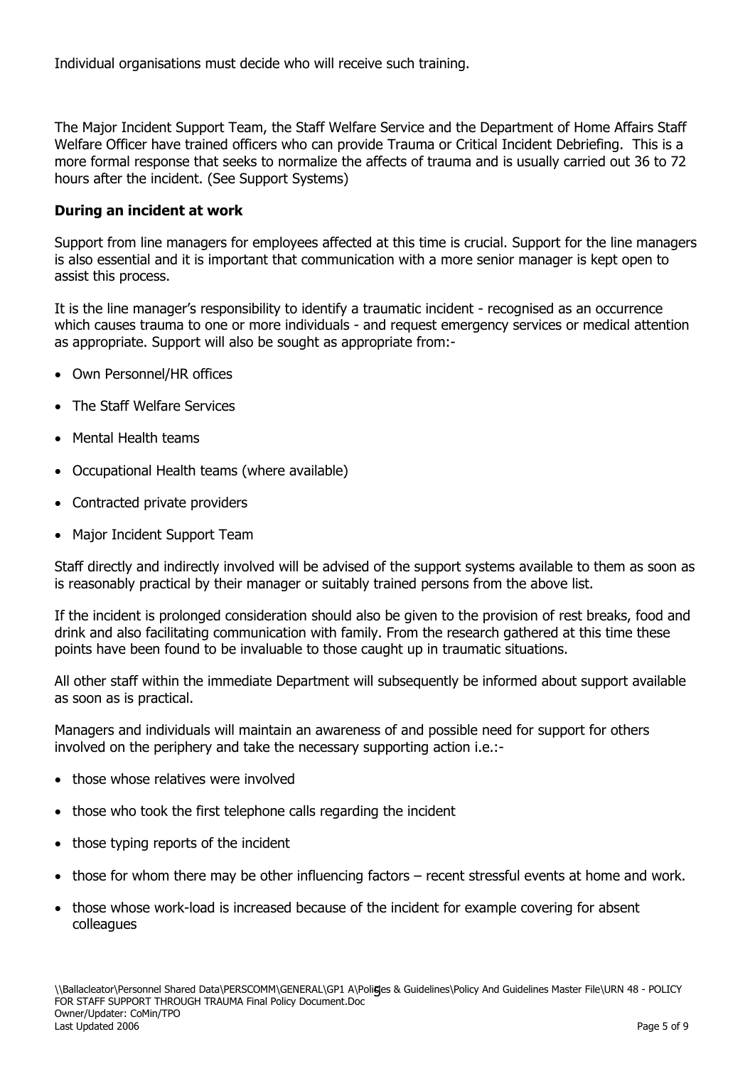Individual organisations must decide who will receive such training.

The Major Incident Support Team, the Staff Welfare Service and the Department of Home Affairs Staff Welfare Officer have trained officers who can provide Trauma or Critical Incident Debriefing. This is a more formal response that seeks to normalize the affects of trauma and is usually carried out 36 to 72 hours after the incident. (See Support Systems)

**During an incident at work**

Support from line managers for employees affected at this time is crucial. Support for the line managers is also essential and it is important that communication with a more senior manager is kept open to assist this process.

It is the line manager's responsibility to identify a traumatic incident - recognised as an occurrence which causes trauma to one or more individuals - and request emergency services or medical attention as appropriate. Support will also be sought as appropriate from:-

- Own Personnel/HR offices
- The Staff Welfare Services
- Mental Health teams
- Occupational Health teams (where available)
- Contracted private providers
- Major Incident Support Team

Staff directly and indirectly involved will be advised of the support systems available to them as soon as is reasonably practical by their manager or suitably trained persons from the above list.

If the incident is prolonged consideration should also be given to the provision of rest breaks, food and drink and also facilitating communication with family. From the research gathered at this time these points have been found to be invaluable to those caught up in traumatic situations.

All other staff within the immediate Department will subsequently be informed about support available as soon as is practical.

Managers and individuals will maintain an awareness of and possible need for support for others involved on the periphery and take the necessary supporting action i.e.:-

- those whose relatives were involved
- those who took the first telephone calls regarding the incident
- those typing reports of the incident
- those for whom there may be other influencing factors – recent stressful events at home and work.
- those whose work-load is increased because of the incident for example covering for absent colleagues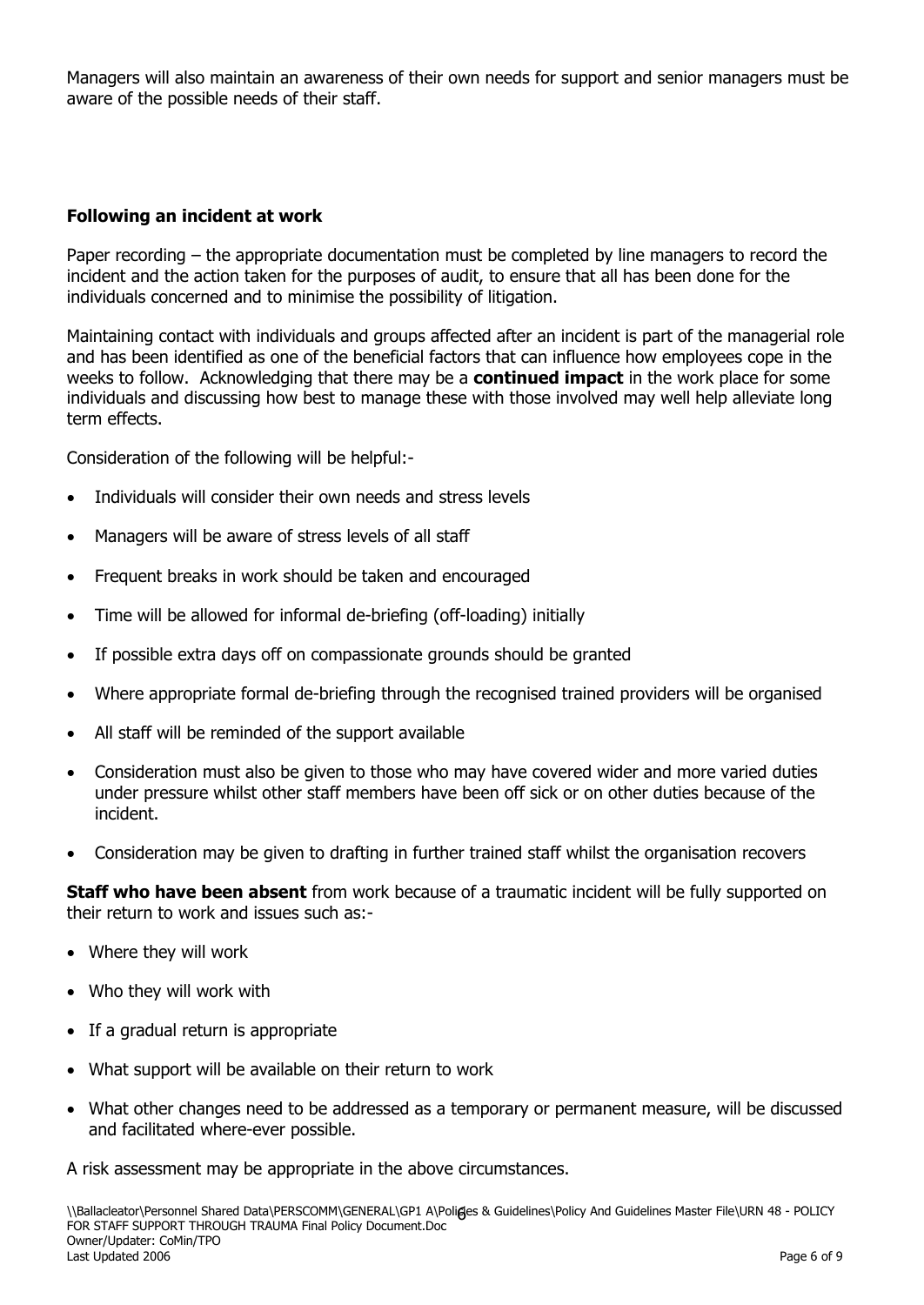Managers will also maintain an awareness of their own needs for support and senior managers must be aware of the possible needs of their staff.

### Following an incident at work

Paper recording – the appropriate documentation must be completed by line managers to record the incident and the action taken for the purposes of audit, to ensure that all has been done for the individuals concerned and to minimise the possibility of litigation.

Maintaining contact with individuals and groups affected after an incident is part of the managerial role and has been identified as one of the beneficial factors that can influence how employees cope in the weeks to follow. Acknowledging that there may be a **continued impact** in the work place for some individuals and discussing how best to manage these with those involved may well help alleviate long term effects.

Consideration of the following will be helpful:-

- Individuals will consider their own needs and stress levels
- Managers will be aware of stress levels of all staff
- Frequent breaks in work should be taken and encouraged
- Time will be allowed for informal de-briefing (off-loading) initially
- If possible extra days off on compassionate grounds should be granted
- Where appropriate formal de-briefing through the recognised trained providers will be organised
- All staff will be reminded of the support available
- Consideration must also be given to those who may have covered wider and more varied duties under pressure whilst other staff members have been off sick or on other duties because of the incident.
- Consideration may be given to drafting in further trained staff whilst the organisation recovers

**Staff who have been absent** from work because of a traumatic incident will be fully supported on their return to work and issues such as:-

- Where they will work
- Who they will work with
- If a gradual return is appropriate
- What support will be available on their return to work
- What other changes need to be addressed as a temporary or permanent measure, will be discussed and facilitated where-ever possible.

A risk assessment may be appropriate in the above circumstances.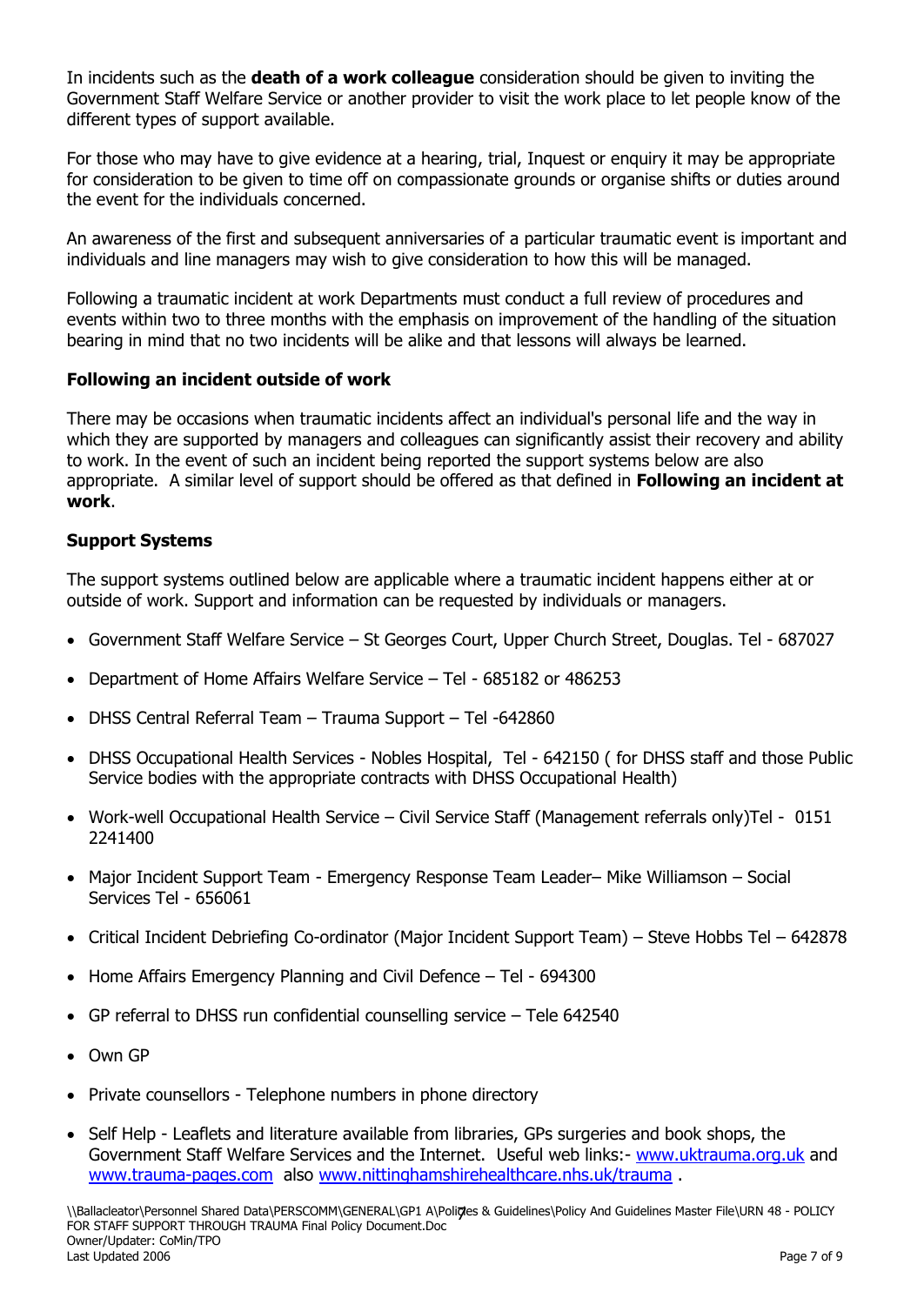In incidents such as the **death of a work colleague** consideration should be given to inviting the Government Staff Welfare Service or another provider to visit the work place to let people know of the different types of support available.

For those who may have to give evidence at a hearing, trial, Inquest or enquiry it may be appropriate for consideration to be given to time off on compassionate grounds or organise shifts or duties around the event for the individuals concerned.

An awareness of the first and subsequent anniversaries of a particular traumatic event is important and individuals and line managers may wish to give consideration to how this will be managed.

Following a traumatic incident at work Departments must conduct a full review of procedures and events within two to three months with the emphasis on improvement of the handling of the situation bearing in mind that no two incidents will be alike and that lessons will always be learned.

**Following an incident outside of work**

There may be occasions when traumatic incidents affect an individual's personal life and the way in which they are supported by managers and colleagues can significantly assist their recovery and ability to work. In the event of such an incident being reported the support systems below are also appropriate. A similar level of support should be offered as that defined in **Following an incident at work**.

**Support Systems**

The support systems outlined below are applicable where a traumatic incident happens either at or outside of work. Support and information can be requested by individuals or managers.

- Government Staff Welfare Service – St Georges Court, Upper Church Street, Douglas. Tel - 687027
- Department of Home Affairs Welfare Service – Tel - 685182 or 486253
- DHSS Central Referral Team – Trauma Support – Tel -642860
- DHSS Occupational Health Services - Nobles Hospital, Tel - 642150 ( for DHSS staff and those Public Service bodies with the appropriate contracts with DHSS Occupational Health)
- Work-well Occupational Health Service – Civil Service Staff (Management referrals only)Tel - 0151 2241400
- Major Incident Support Team - Emergency Response Team Leader– Mike Williamson – Social Services Tel - 656061
- Critical Incident Debriefing Co-ordinator (Major Incident Support Team) – Steve Hobbs Tel – 642878
- Home Affairs Emergency Planning and Civil Defence – Tel - 694300
- GP referral to DHSS run confidential counselling service – Tele 642540
- Own GP
- Private counsellors - Telephone numbers in phone directory
- Self Help - Leaflets and literature available from libraries, GPs surgeries and book shops, the Government Staff Welfare Services and the Internet. Useful web links:- www.uktrauma.org.uk and www.trauma-pages.com also www.nittinghamshirehealthcare.nhs.uk/trauma .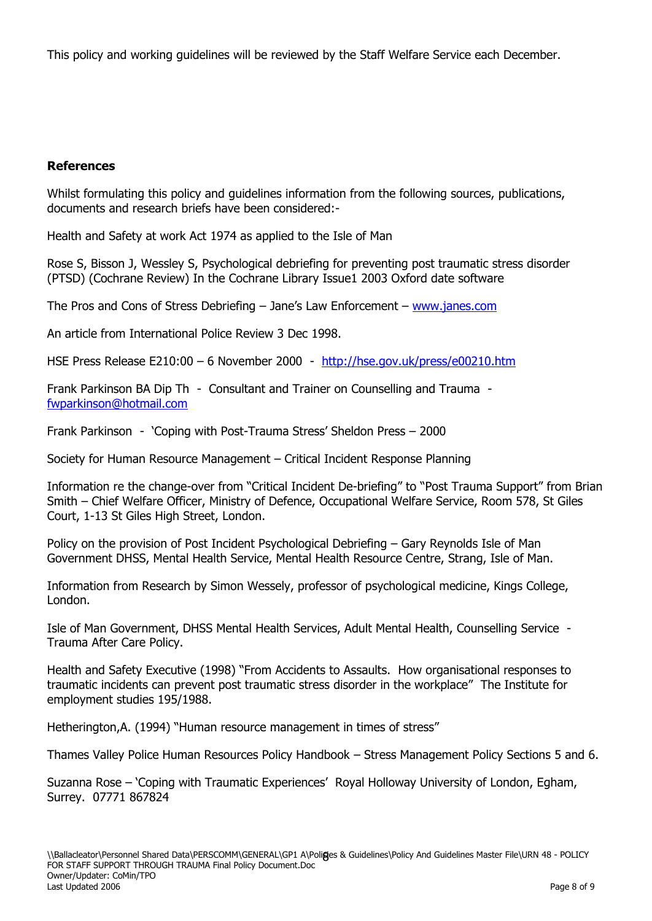This policy and working guidelines will be reviewed by the Staff Welfare Service each December.

## References

Whilst formulating this policy and guidelines information from the following sources, publications, documents and research briefs have been considered:-

Health and Safety at work Act 1974 as applied to the Isle of Man

Rose S, Bisson J, Wessley S, Psychological debriefing for preventing post traumatic stress disorder (PTSD) (Cochrane Review) In the Cochrane Library Issue1 2003 Oxford date software

The Pros and Cons of Stress Debriefing – Jane's Law Enforcement – www.janes.com

An article from International Police Review 3 Dec 1998.

HSE Press Release E210:00 – 6 November 2000 - http://hse.gov.uk/press/e00210.htm

Frank Parkinson BA Dip Th - Consultant and Trainer on Counselling and Trauma - fwparkinson@hotmail.com

Frank Parkinson - 'Coping with Post-Trauma Stress' Sheldon Press – 2000

Society for Human Resource Management – Critical Incident Response Planning

Information re the change-over from "Critical Incident De-briefing" to "Post Trauma Support" from Brian Smith – Chief Welfare Officer, Ministry of Defence, Occupational Welfare Service, Room 578, St Giles Court, 1-13 St Giles High Street, London.

Policy on the provision of Post Incident Psychological Debriefing – Gary Reynolds Isle of Man Government DHSS, Mental Health Service, Mental Health Resource Centre, Strang, Isle of Man.

Information from Research by Simon Wessely, professor of psychological medicine, Kings College, London.

Isle of Man Government, DHSS Mental Health Services, Adult Mental Health, Counselling Service - Trauma After Care Policy.

Health and Safety Executive (1998) "From Accidents to Assaults. How organisational responses to traumatic incidents can prevent post traumatic stress disorder in the workplace" The Institute for employment studies 195/1988.

Hetherington,A. (1994) "Human resource management in times of stress"

Thames Valley Police Human Resources Policy Handbook – Stress Management Policy Sections 5 and 6.

Suzanna Rose – 'Coping with Traumatic Experiences' Royal Holloway University of London, Egham, Surrey. 07771 867824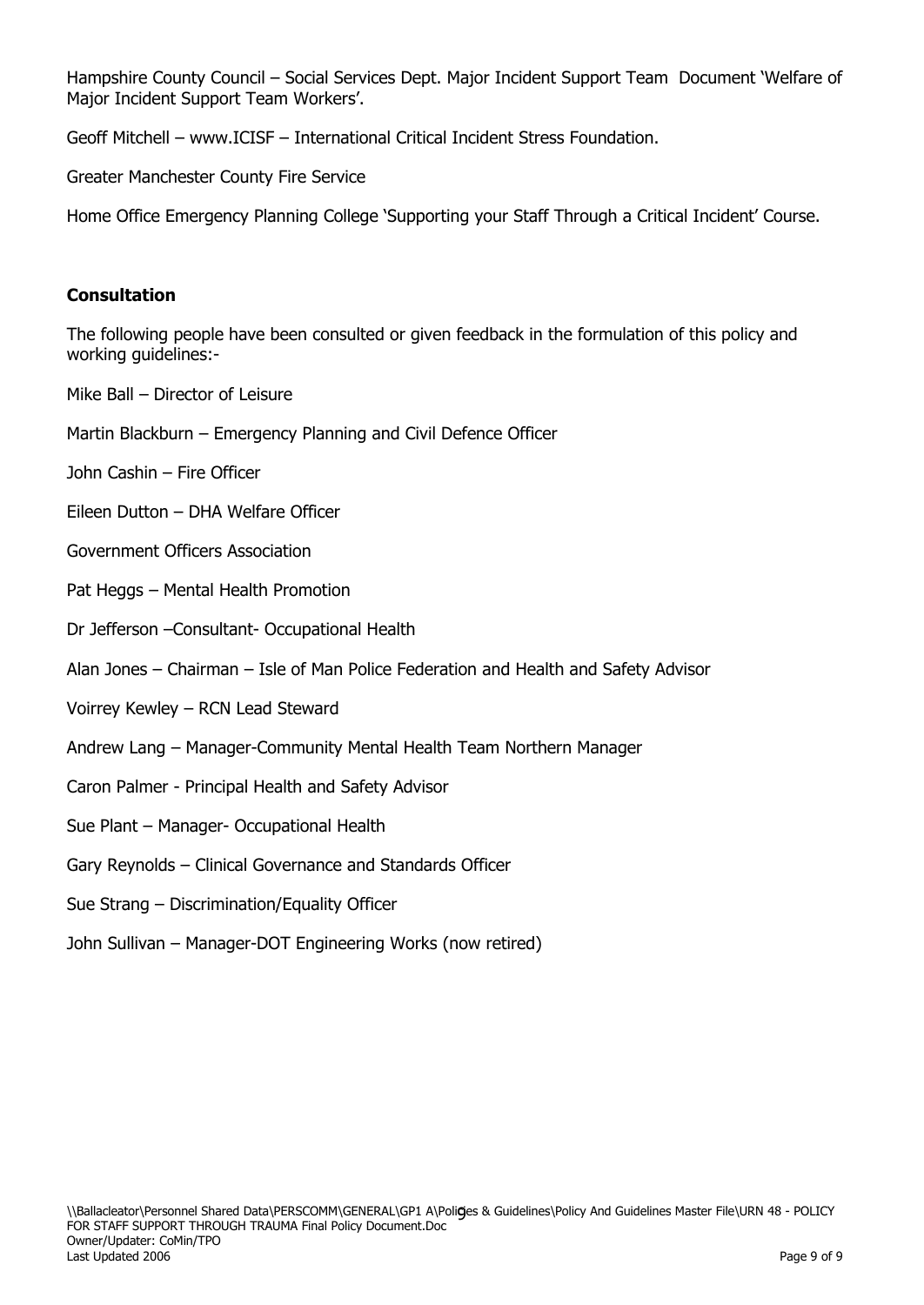Hampshire County Council – Social Services Dept. Major Incident Support Team Document 'Welfare of Major Incident Support Team Workers'.

Geoff Mitchell – www.ICISF – International Critical Incident Stress Foundation.

Greater Manchester County Fire Service

Home Office Emergency Planning College 'Supporting your Staff Through a Critical Incident' Course.

**Consultation**

The following people have been consulted or given feedback in the formulation of this policy and working guidelines:-

Mike Ball – Director of Leisure

Martin Blackburn – Emergency Planning and Civil Defence Officer

John Cashin – Fire Officer

Eileen Dutton – DHA Welfare Officer

Government Officers Association

Pat Heggs – Mental Health Promotion

Dr Jefferson –Consultant- Occupational Health

Alan Jones – Chairman – Isle of Man Police Federation and Health and Safety Advisor

Voirrey Kewley – RCN Lead Steward

Andrew Lang – Manager-Community Mental Health Team Northern Manager

Caron Palmer - Principal Health and Safety Advisor

Sue Plant – Manager- Occupational Health

Gary Reynolds – Clinical Governance and Standards Officer

Sue Strang – Discrimination/Equality Officer

John Sullivan – Manager-DOT Engineering Works (now retired)